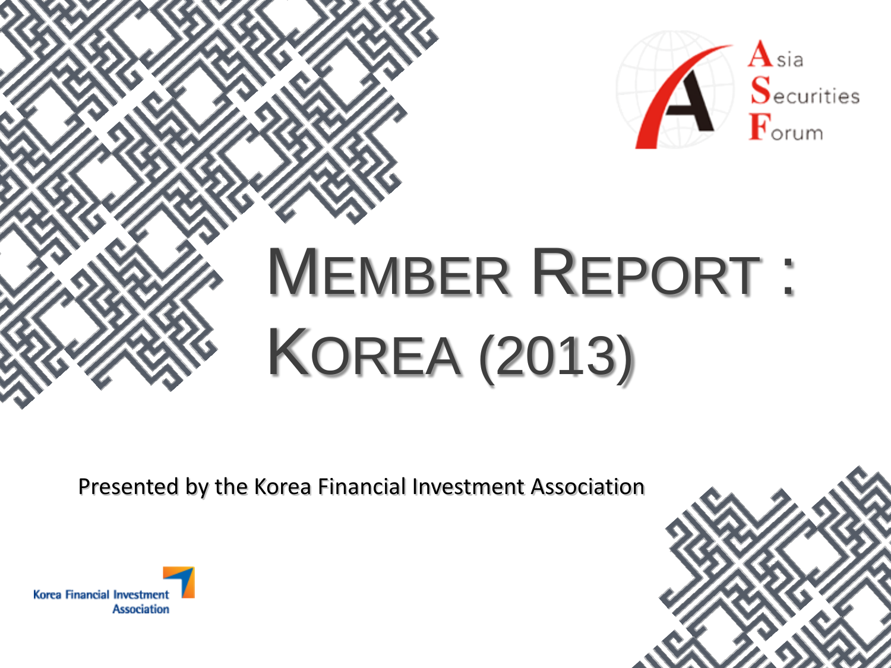Asia Securities Forum

# Member Report : Korea (2013)

Presented by the Korea Financial Investment Association

Korea Financial Investment Association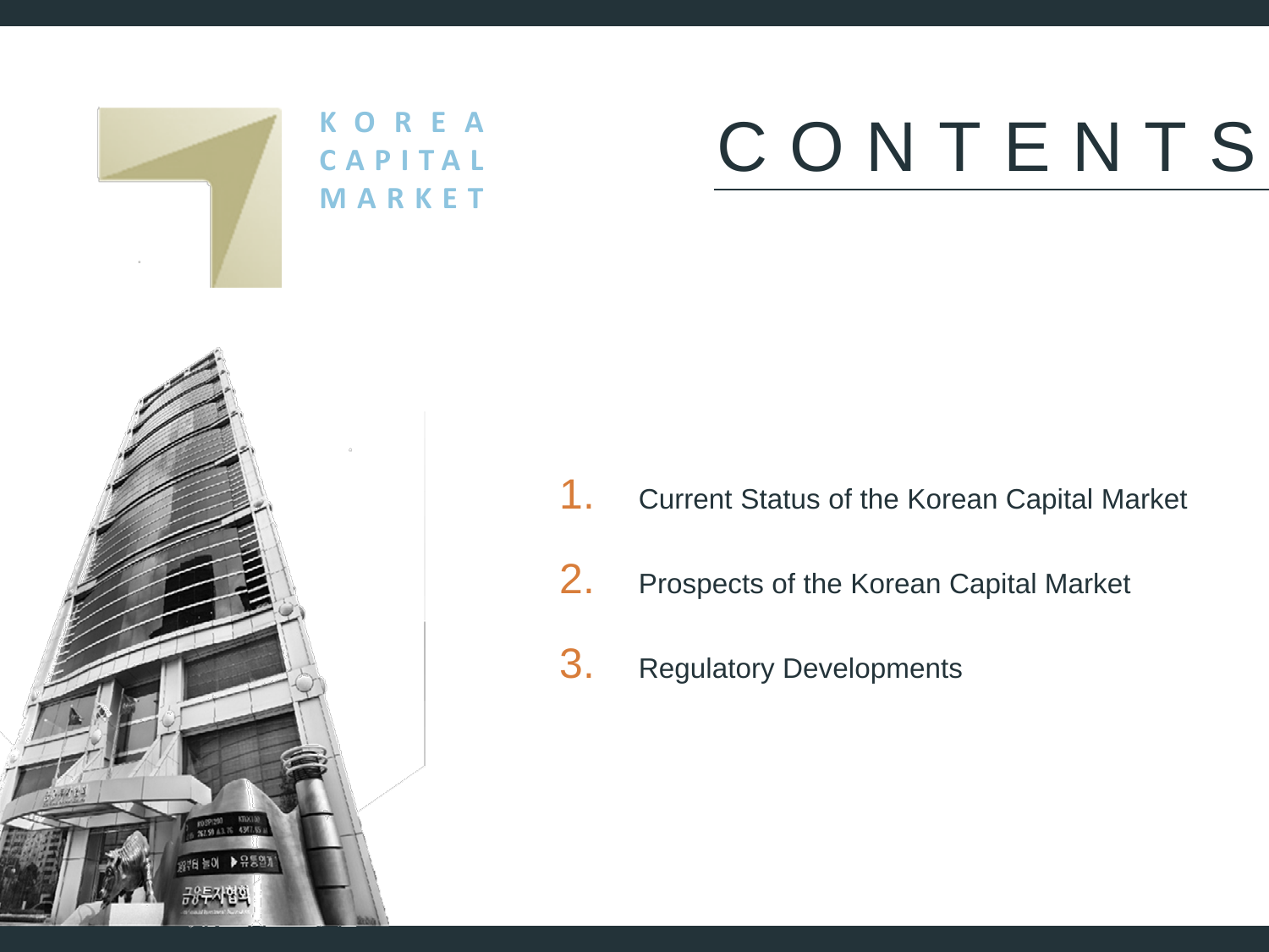KOREA CAPITAL MARKET

# CONTENTS

1. Current Status of the Korean Capital Market
2. Prospects of the Korean Capital Market
3. Regulatory Developments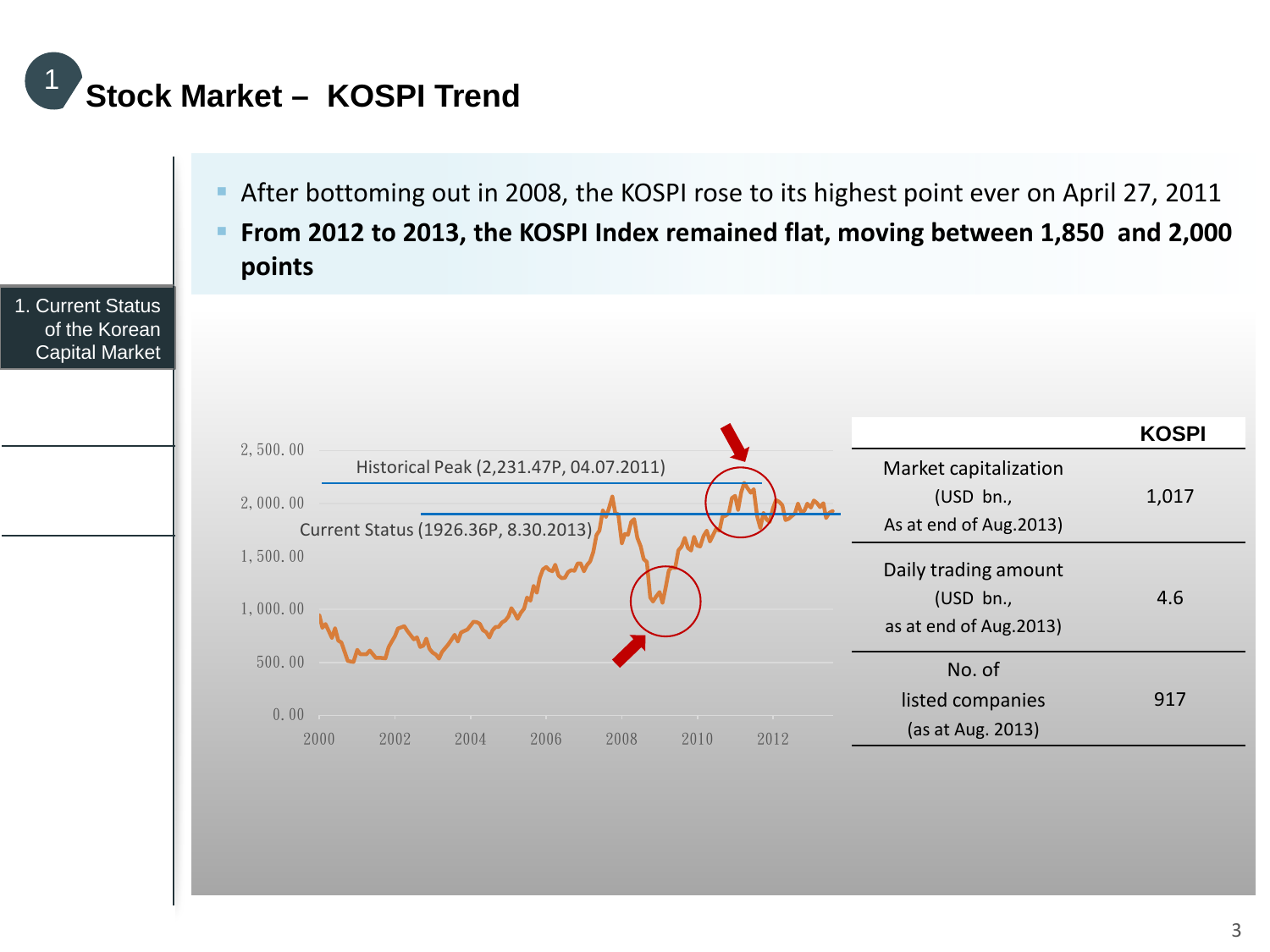# 1 Stock Market – KOSPI Trend

1. Current Status of the Korean Capital Market

- After bottoming out in 2008, the KOSPI rose to its highest point ever on April 27, 2011
- **From 2012 to 2013, the KOSPI Index remained flat, moving between 1,850 and 2,000 points**

Historical Peak (2,231.47P, 04.07.2011)

Current Status (1926.36P, 8.30.2013)

| | KOSPI |
|---|---|
| Market capitalization (USD bn., As at end of Aug.2013) | 1,017 |
| Daily trading amount (USD bn., as at end of Aug.2013) | 4.6 |
| No. of listed companies (as at Aug. 2013) | 917 |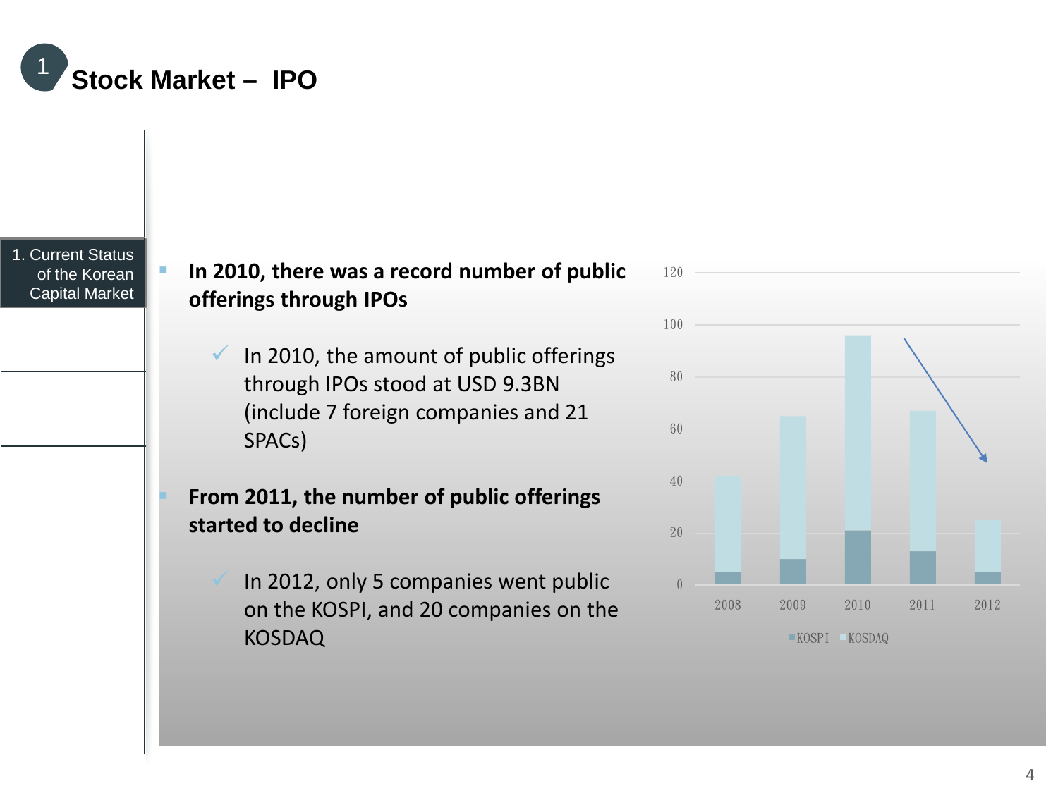# 1 Stock Market – IPO

1. Current Status of the Korean Capital Market

- **In 2010, there was a record number of public offerings through IPOs**
  - ✓ In 2010, the amount of public offerings through IPOs stood at USD 9.3BN (include 7 foreign companies and 21 SPACs)

- **From 2011, the number of public offerings started to decline**
  - ✓ In 2012, only 5 companies went public on the KOSPI, and 20 companies on the KOSDAQ

120
100
80
60
40
20
0

2008 2009 2010 2011 2012

KOSPI KOSDAQ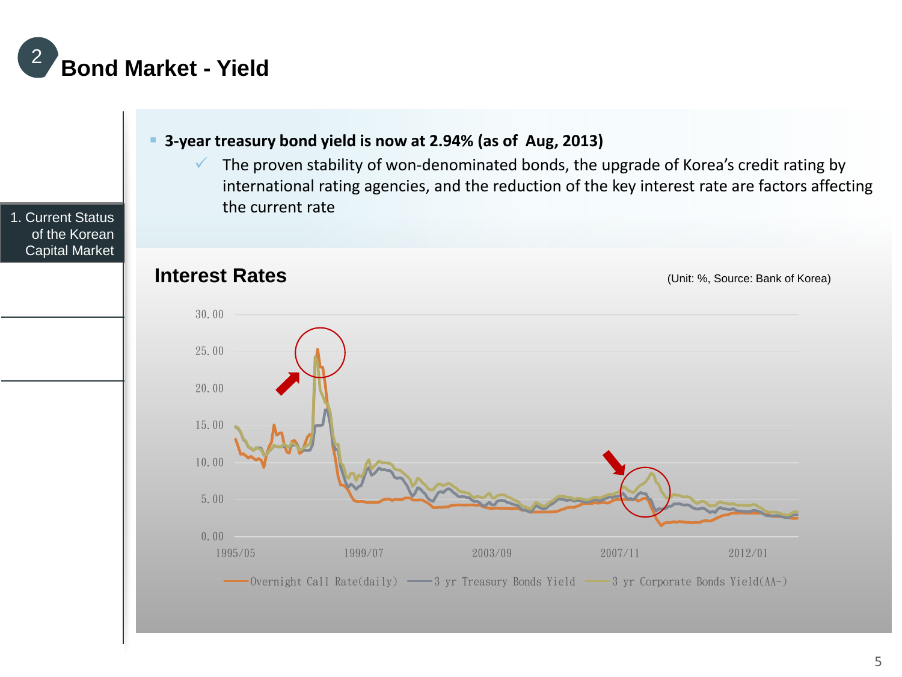## 2 Bond Market - Yield

1. Current Status of the Korean Capital Market

- **3-year treasury bond yield is now at 2.94% (as of Aug, 2013)**
  - ✓ The proven stability of won-denominated bonds, the upgrade of Korea's credit rating by international rating agencies, and the reduction of the key interest rate are factors affecting the current rate

### Interest Rates

(Unit: %, Source: Bank of Korea)

30.00
25.00
20.00
15.00
10.00
5.00
0.00

1995/05 1999/07 2003/09 2007/11 2012/01

Overnight Call Rate(daily) 3 yr Treasury Bonds Yield 3 yr Corporate Bonds Yield(AA-)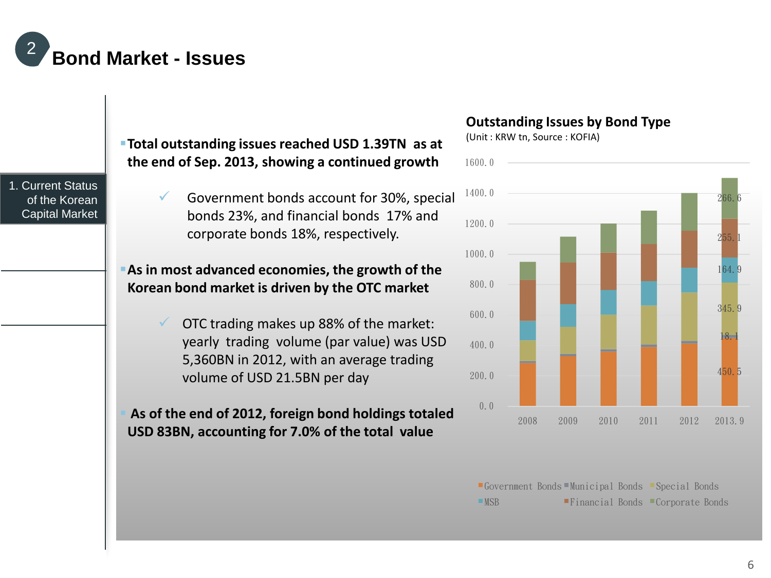## 2 Bond Market - Issues

1. Current Status of the Korean Capital Market

- **Total outstanding issues reached USD 1.39TN as at the end of Sep. 2013, showing a continued growth**
  - ✓ Government bonds account for 30%, special bonds 23%, and financial bonds 17% and corporate bonds 18%, respectively.
- **As in most advanced economies, the growth of the Korean bond market is driven by the OTC market**
  - ✓ OTC trading makes up 88% of the market: yearly trading volume (par value) was USD 5,360BN in 2012, with an average trading volume of USD 21.5BN per day
- **As of the end of 2012, foreign bond holdings totaled USD 83BN, accounting for 7.0% of the total value**

**Outstanding Issues by Bond Type**

(Unit : KRW tn, Source : KOFIA)

| Bond Type | 2013.9 |
|---|---|
| Government Bonds | 450.5 |
| Municipal Bonds | 18.1 |
| Special Bonds | 345.9 |
| MSB | 164.9 |
| Financial Bonds | 255.1 |
| Corporate Bonds | 266.6 |

Years shown: 2008, 2009, 2010, 2011, 2012, 2013.9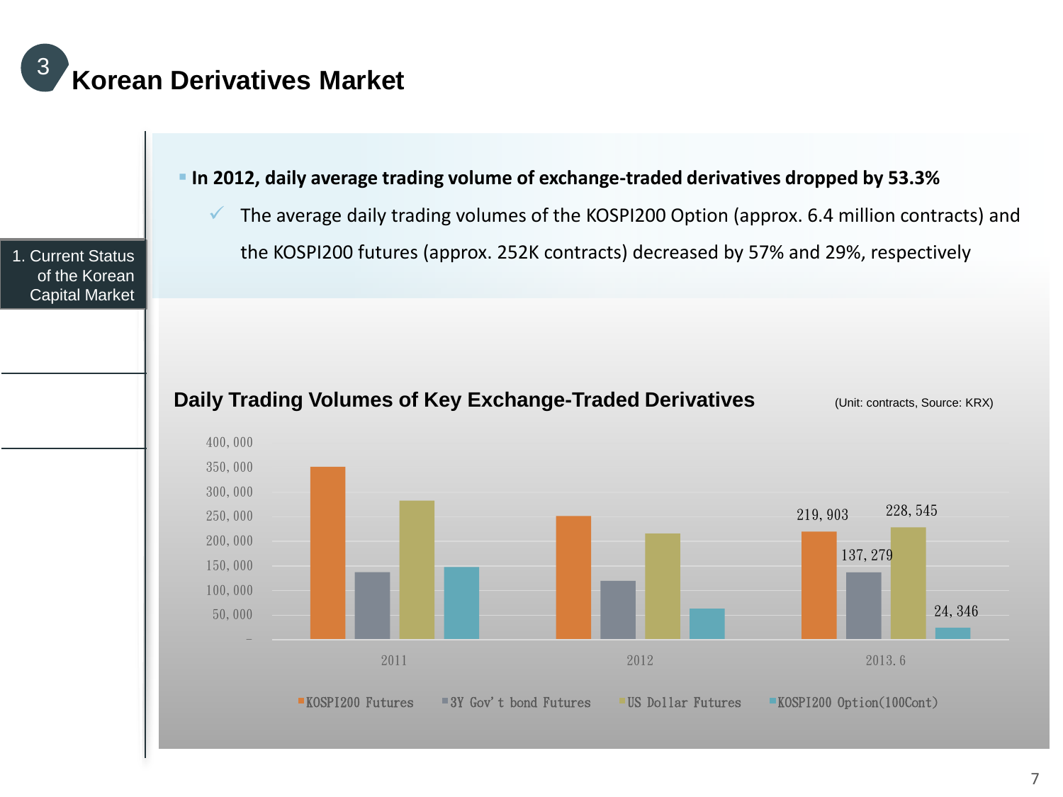# 3 Korean Derivatives Market

1. Current Status of the Korean Capital Market

- **In 2012, daily average trading volume of exchange-traded derivatives dropped by 53.3%**
  - ✓ The average daily trading volumes of the KOSPI200 Option (approx. 6.4 million contracts) and the KOSPI200 futures (approx. 252K contracts) decreased by 57% and 29%, respectively

## Daily Trading Volumes of Key Exchange-Traded Derivatives

(Unit: contracts, Source: KRX)

| | KOSPI200 Futures | 3Y Gov't bond Futures | US Dollar Futures | KOSPI200 Option(100Cont) |
|---|---|---|---|---|
| 2013.6 | 219,903 | 137,279 | 228,545 | 24,346 |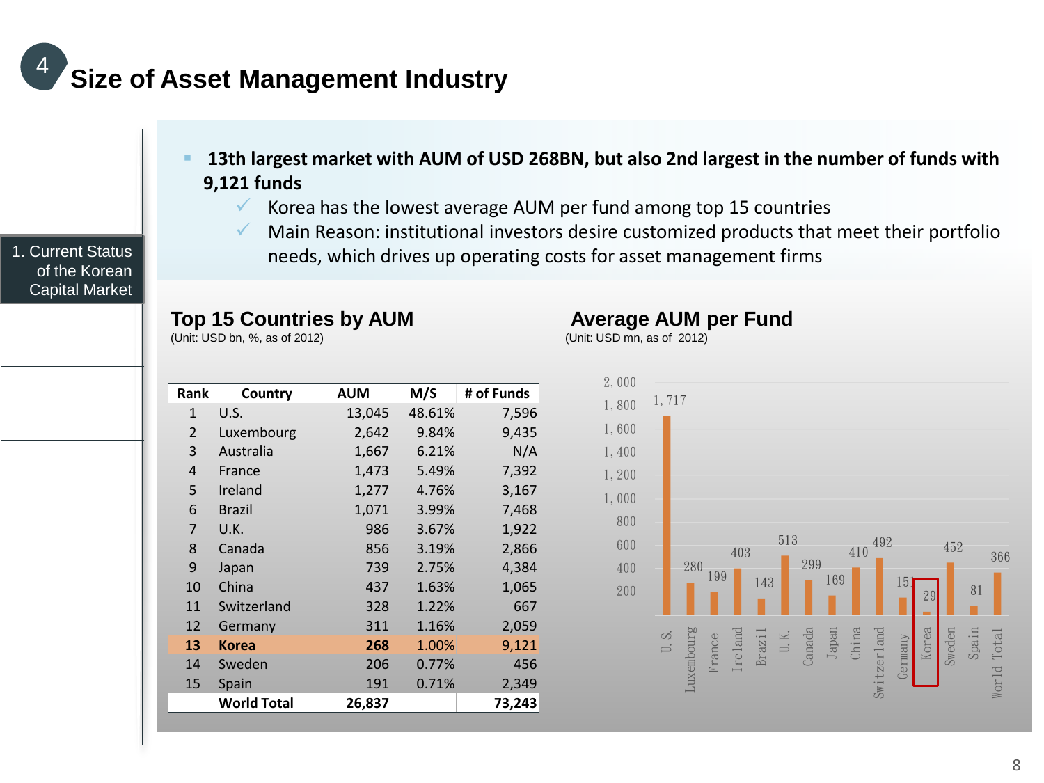# Size of Asset Management Industry

1. Current Status of the Korean Capital Market

- **13th largest market with AUM of USD 268BN, but also 2nd largest in the number of funds with 9,121 funds**
  - ✓ Korea has the lowest average AUM per fund among top 15 countries
  - ✓ Main Reason: institutional investors desire customized products that meet their portfolio needs, which drives up operating costs for asset management firms

## Top 15 Countries by AUM

(Unit: USD bn, %, as of 2012)

| Rank | Country | AUM | M/S | # of Funds |
|---|---|---|---|---|
| 1 | U.S. | 13,045 | 48.61% | 7,596 |
| 2 | Luxembourg | 2,642 | 9.84% | 9,435 |
| 3 | Australia | 1,667 | 6.21% | N/A |
| 4 | France | 1,473 | 5.49% | 7,392 |
| 5 | Ireland | 1,277 | 4.76% | 3,167 |
| 6 | Brazil | 1,071 | 3.99% | 7,468 |
| 7 | U.K. | 986 | 3.67% | 1,922 |
| 8 | Canada | 856 | 3.19% | 2,866 |
| 9 | Japan | 739 | 2.75% | 4,384 |
| 10 | China | 437 | 1.63% | 1,065 |
| 11 | Switzerland | 328 | 1.22% | 667 |
| 12 | Germany | 311 | 1.16% | 2,059 |
| **13** | **Korea** | **268** | 1.00% | 9,121 |
| 14 | Sweden | 206 | 0.77% | 456 |
| 15 | Spain | 191 | 0.71% | 2,349 |
| | **World Total** | **26,837** | | **73,243** |

## Average AUM per Fund

(Unit: USD mn, as of 2012)

| Country | Average AUM per Fund |
|---|---|
| U.S. | 1,717 |
| Luxembourg | 280 |
| France | 199 |
| Ireland | 403 |
| Brazil | 143 |
| U.K. | 513 |
| Canada | 299 |
| Japan | 169 |
| China | 410 |
| Switzerland | 492 |
| Germany | 151 |
| Korea | 29 |
| Sweden | 452 |
| Spain | 81 |
| World Total | 366 |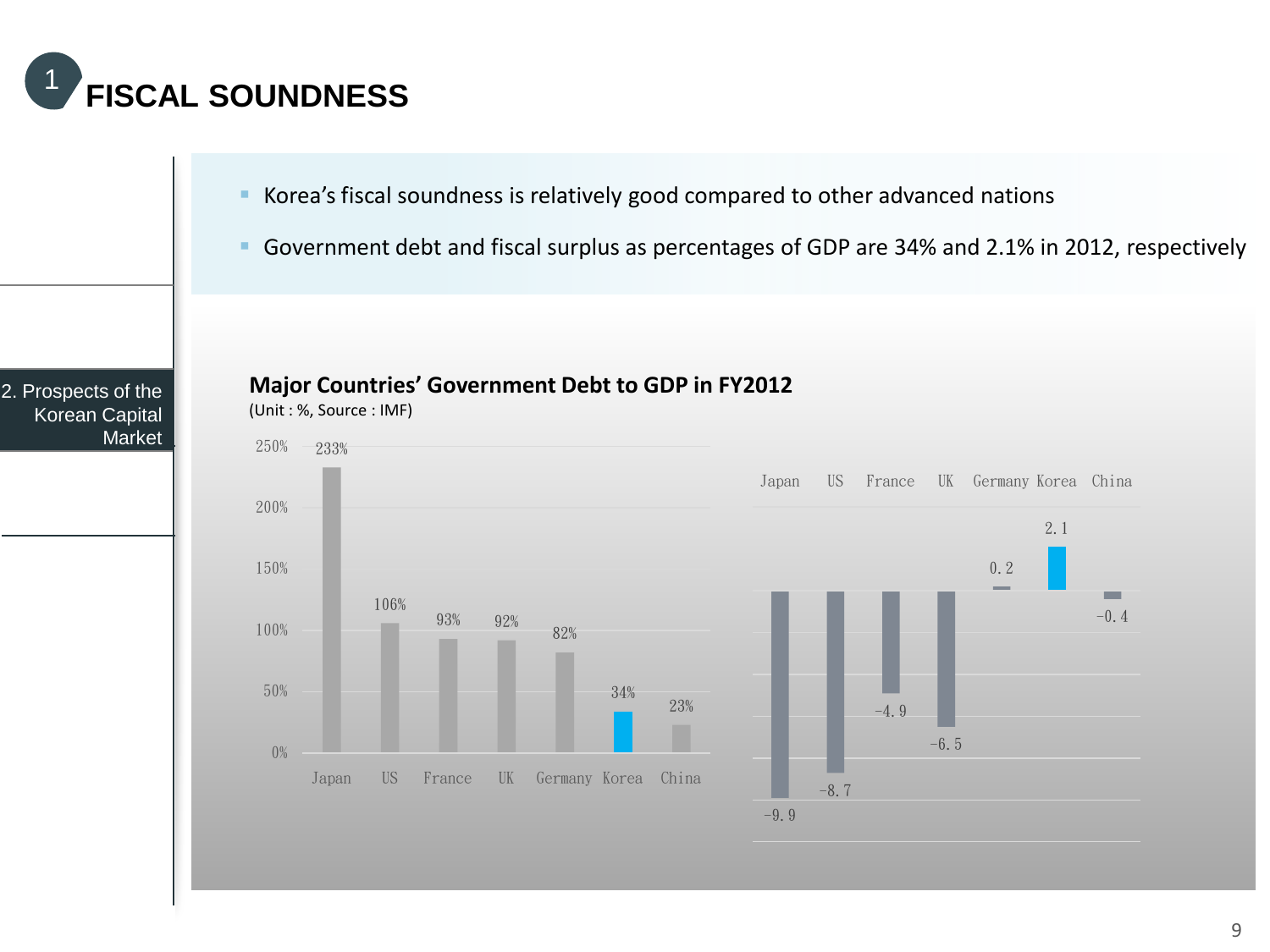# 1 FISCAL SOUNDNESS

2. Prospects of the Korean Capital Market

- Korea's fiscal soundness is relatively good compared to other advanced nations
- Government debt and fiscal surplus as percentages of GDP are 34% and 2.1% in 2012, respectively

**Major Countries' Government Debt to GDP in FY2012**

(Unit : %, Source : IMF)

| | Japan | US | France | UK | Germany | Korea | China |
|---|---|---|---|---|---|---|---|
| Government debt to GDP | 233% | 106% | 93% | 92% | 82% | 34% | 23% |
| Fiscal balance | -9.9 | -8.7 | -4.9 | -6.5 | 0.2 | 2.1 | -0.4 |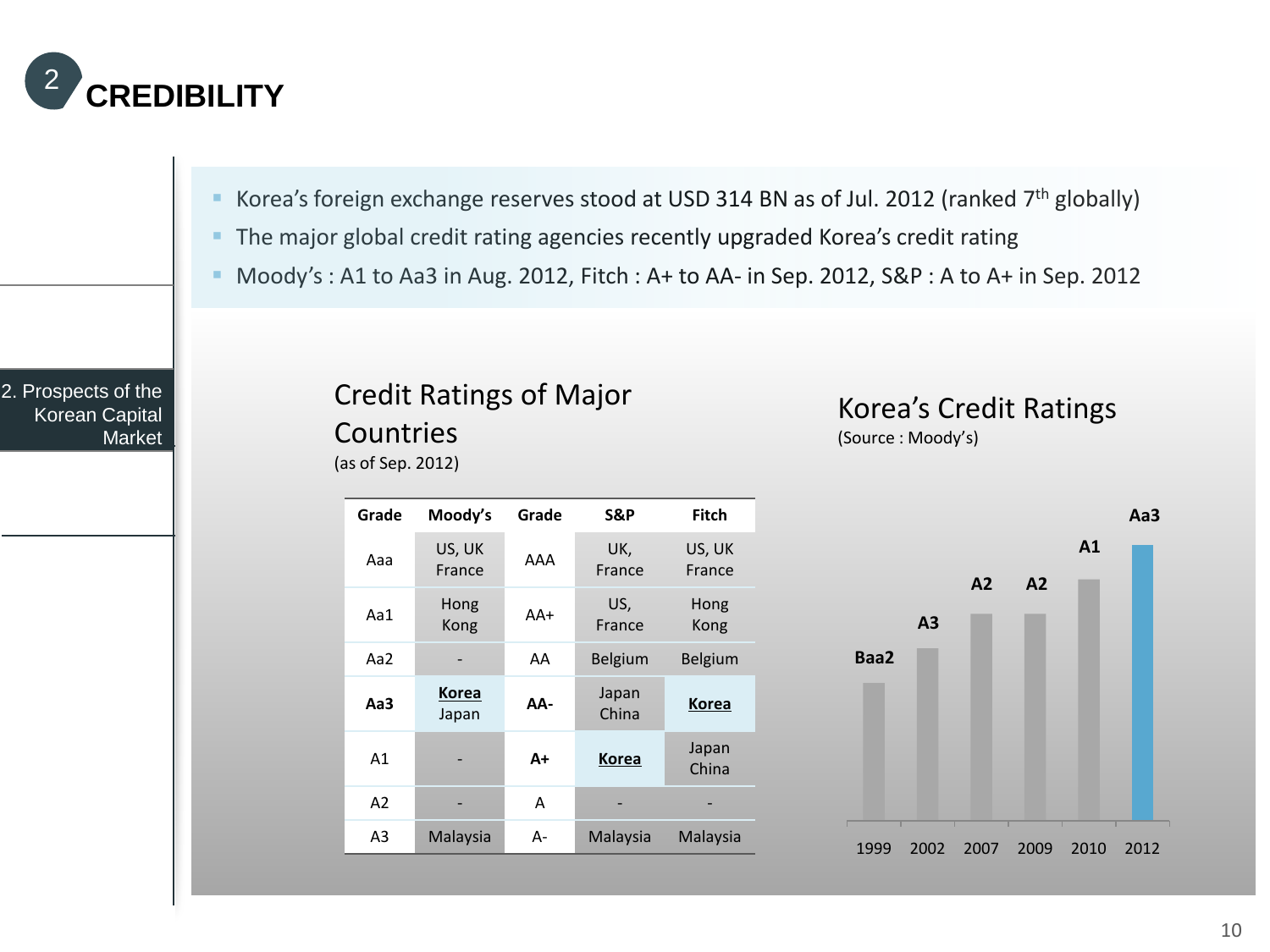# 2 CREDIBILITY

2. Prospects of the Korean Capital Market

- Korea's foreign exchange reserves stood at USD 314 BN as of Jul. 2012 (ranked 7th globally)
- The major global credit rating agencies recently upgraded Korea's credit rating
- Moody's : A1 to Aa3 in Aug. 2012, Fitch : A+ to AA- in Sep. 2012, S&P : A to A+ in Sep. 2012

## Credit Ratings of Major Countries

(as of Sep. 2012)

| Grade | Moody's | Grade | S&P | Fitch |
|---|---|---|---|---|
| Aaa | US, UK France | AAA | UK, France | US, UK France |
| Aa1 | Hong Kong | AA+ | US, France | Hong Kong |
| Aa2 | - | AA | Belgium | Belgium |
| **Aa3** | **Korea** Japan | **AA-** | Japan China | **Korea** |
| A1 | - | **A+** | **Korea** | Japan China |
| A2 | - | A | - | - |
| A3 | Malaysia | A- | Malaysia | Malaysia |

## Korea's Credit Ratings

(Source : Moody's)

| Year | Rating |
|---|---|
| 1999 | Baa2 |
| 2002 | A3 |
| 2007 | A2 |
| 2009 | A2 |
| 2010 | A1 |
| 2012 | Aa3 |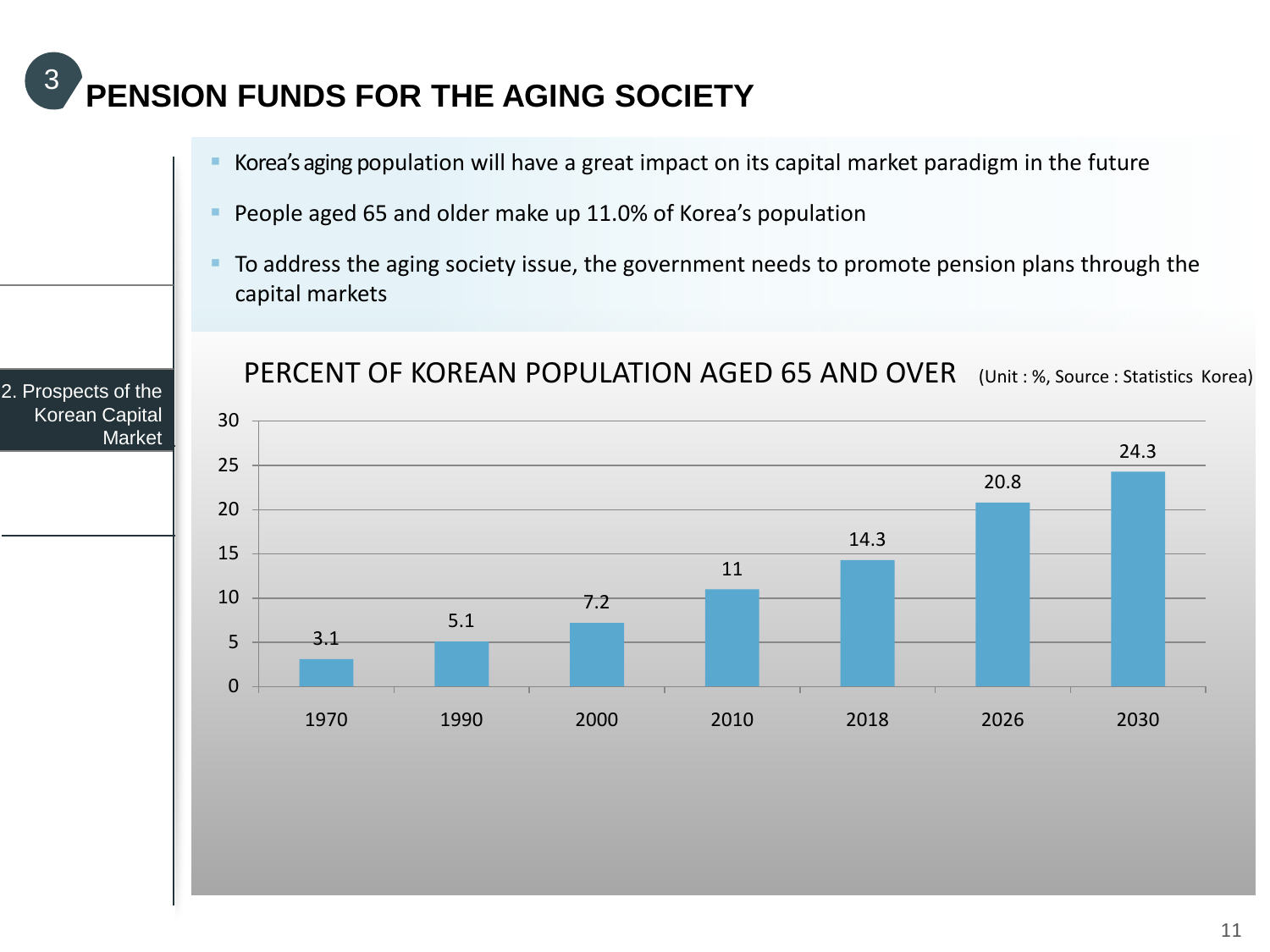# 3 PENSION FUNDS FOR THE AGING SOCIETY

2. Prospects of the Korean Capital Market

- Korea's aging population will have a great impact on its capital market paradigm in the future
- People aged 65 and older make up 11.0% of Korea's population
- To address the aging society issue, the government needs to promote pension plans through the capital markets

**PERCENT OF KOREAN POPULATION AGED 65 AND OVER** (Unit : %, Source : Statistics Korea)

| Year | Percent |
|---|---|
| 1970 | 3.1 |
| 1990 | 5.1 |
| 2000 | 7.2 |
| 2010 | 11 |
| 2018 | 14.3 |
| 2026 | 20.8 |
| 2030 | 24.3 |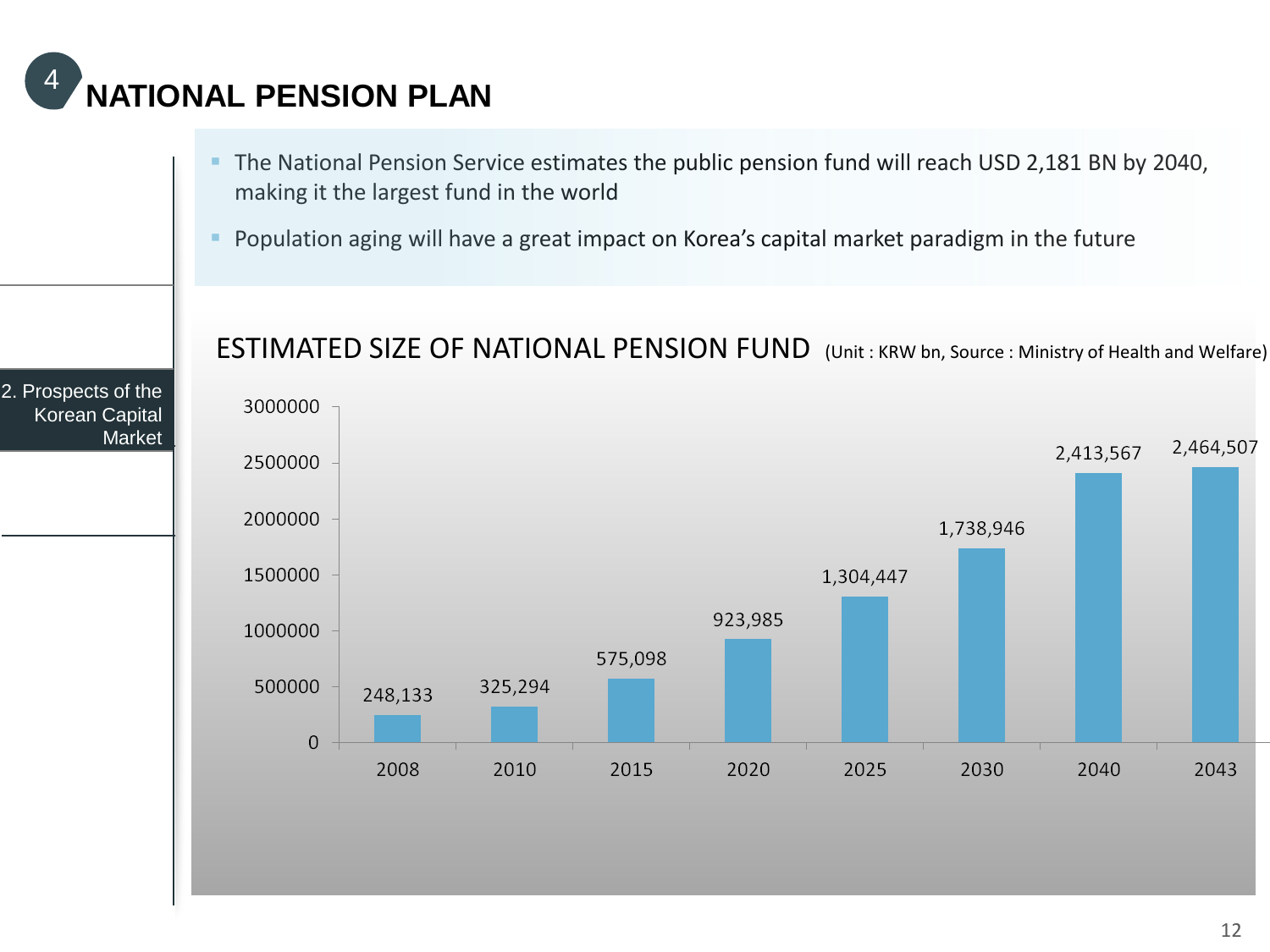# 4 NATIONAL PENSION PLAN

- The National Pension Service estimates the public pension fund will reach USD 2,181 BN by 2040, making it the largest fund in the world
- Population aging will have a great impact on Korea's capital market paradigm in the future

2. Prospects of the Korean Capital Market

## ESTIMATED SIZE OF NATIONAL PENSION FUND (Unit : KRW bn, Source : Ministry of Health and Welfare)

| Year | Size (KRW bn) |
|---|---|
| 2008 | 248,133 |
| 2010 | 325,294 |
| 2015 | 575,098 |
| 2020 | 923,985 |
| 2025 | 1,304,447 |
| 2030 | 1,738,946 |
| 2040 | 2,413,567 |
| 2043 | 2,464,507 |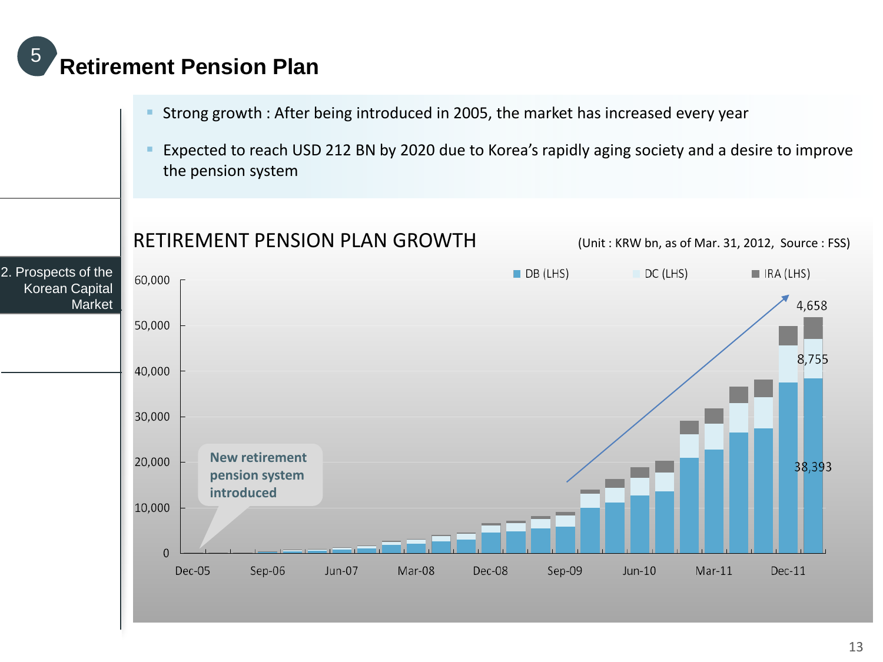# 5 Retirement Pension Plan

2. Prospects of the Korean Capital Market

- Strong growth : After being introduced in 2005, the market has increased every year
- Expected to reach USD 212 BN by 2020 due to Korea's rapidly aging society and a desire to improve the pension system

## RETIREMENT PENSION PLAN GROWTH

(Unit : KRW bn, as of Mar. 31, 2012, Source : FSS)

DB (LHS) | DC (LHS) | IRA (LHS)

New retirement pension system introduced

4,658

8,755

38,393

0 | 10,000 | 20,000 | 30,000 | 40,000 | 50,000 | 60,000

Dec-05 | Sep-06 | Jun-07 | Mar-08 | Dec-08 | Sep-09 | Jun-10 | Mar-11 | Dec-11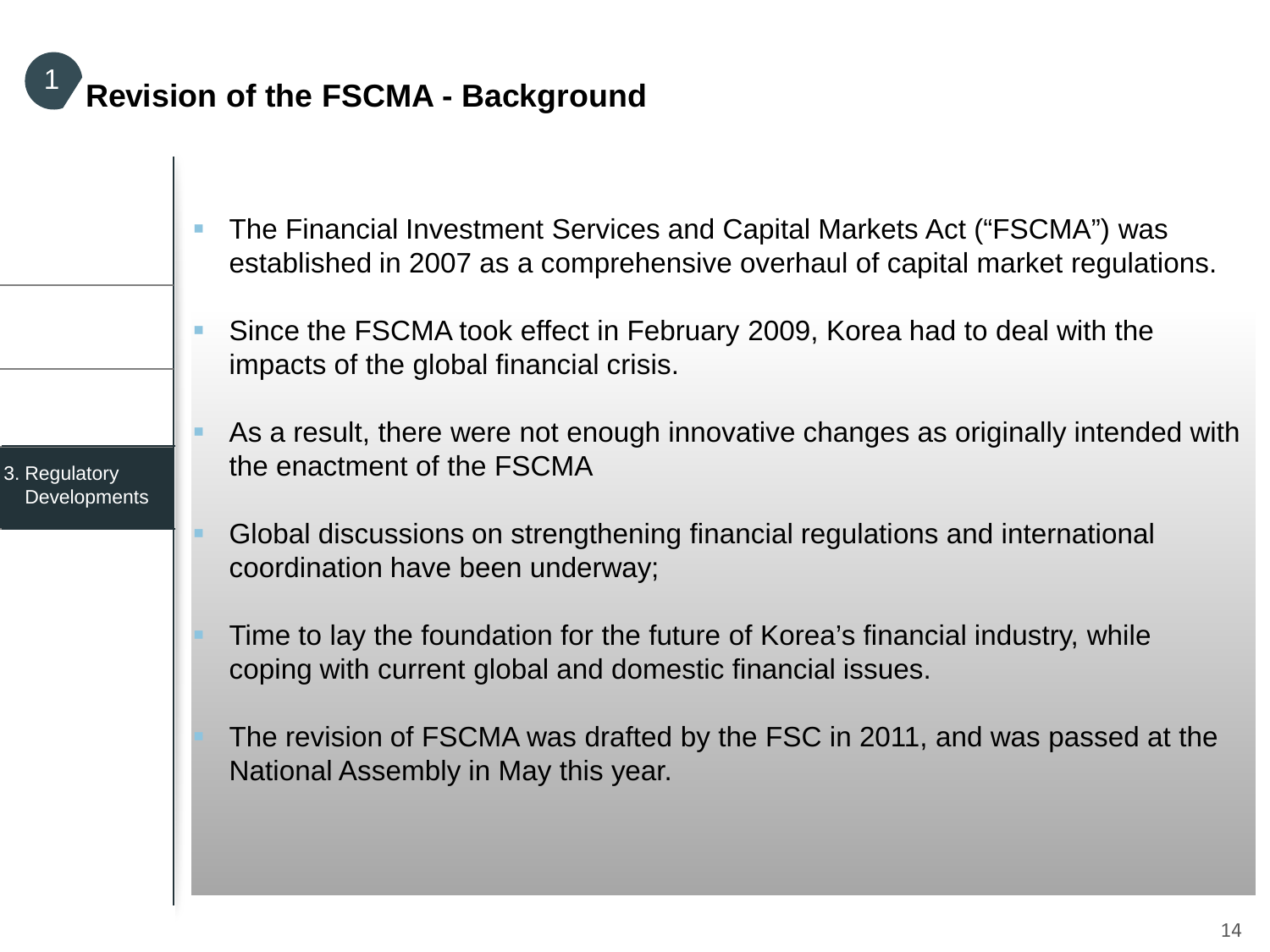# 1 Revision of the FSCMA - Background

3. Regulatory Developments

- The Financial Investment Services and Capital Markets Act (“FSCMA”) was established in 2007 as a comprehensive overhaul of capital market regulations.
- Since the FSCMA took effect in February 2009, Korea had to deal with the impacts of the global financial crisis.
- As a result, there were not enough innovative changes as originally intended with the enactment of the FSCMA
- Global discussions on strengthening financial regulations and international coordination have been underway;
- Time to lay the foundation for the future of Korea’s financial industry, while coping with current global and domestic financial issues.
- The revision of FSCMA was drafted by the FSC in 2011, and was passed at the National Assembly in May this year.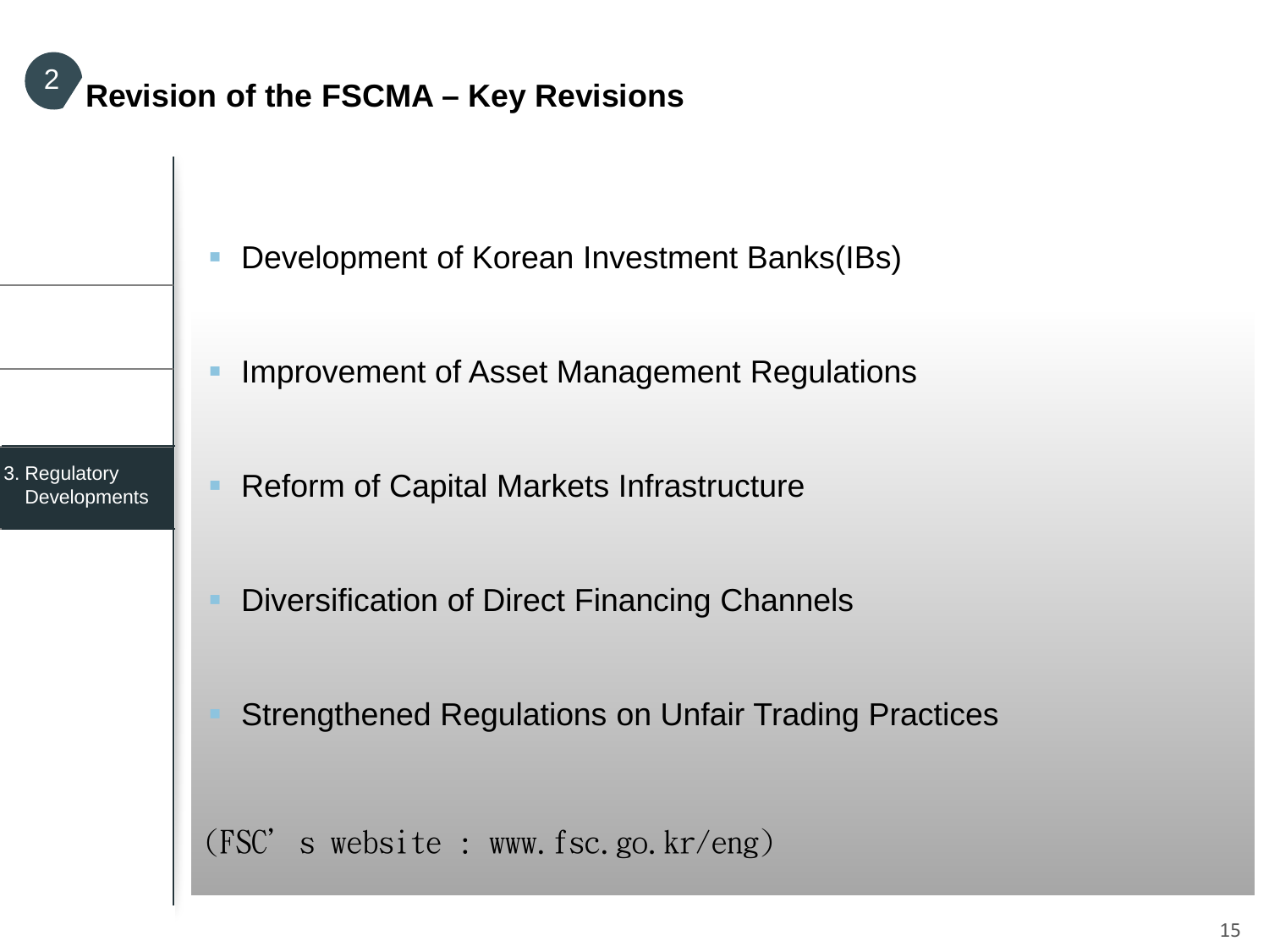## Revision of the FSCMA – Key Revisions

3. Regulatory Developments

- Development of Korean Investment Banks(IBs)
- Improvement of Asset Management Regulations
- Reform of Capital Markets Infrastructure
- Diversification of Direct Financing Channels
- Strengthened Regulations on Unfair Trading Practices

(FSC' s website : www.fsc.go.kr/eng)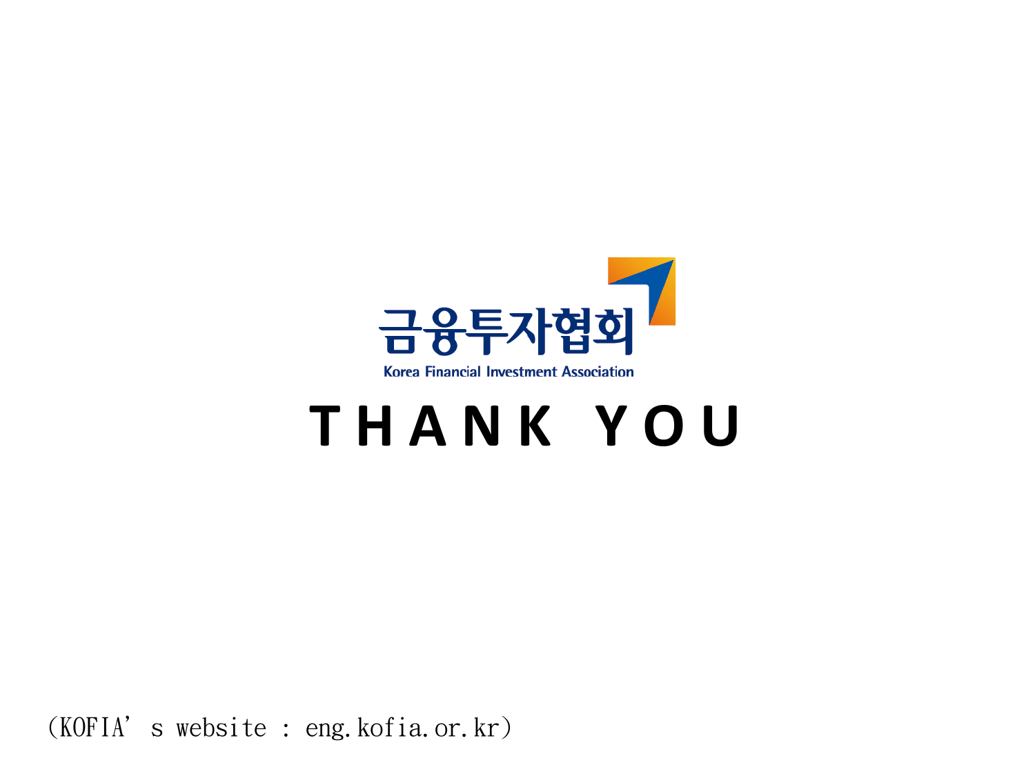금융투자협회

Korea Financial Investment Association

# T H A N K  Y O U

(KOFIA’ s website : eng.kofia.or.kr)